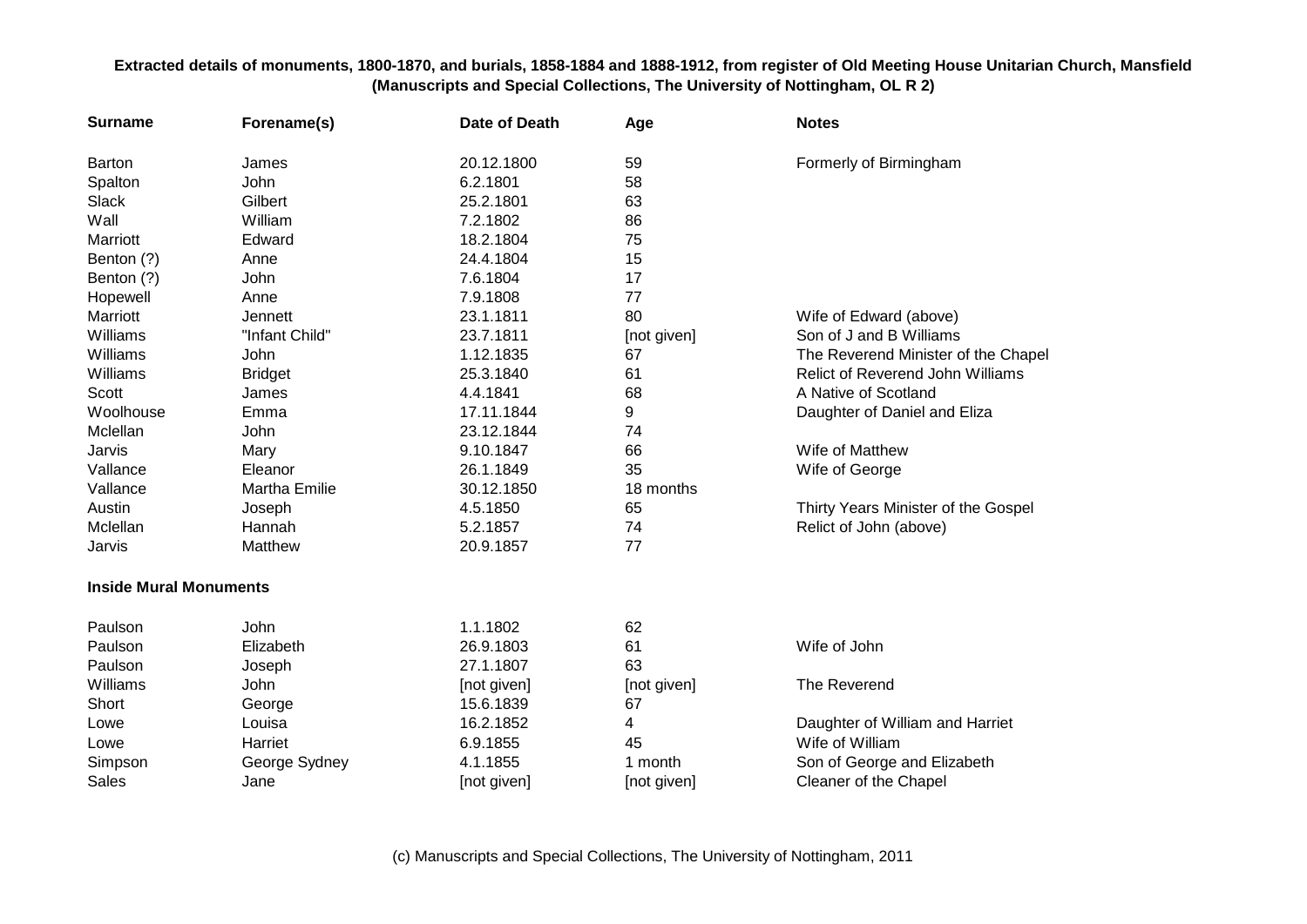**Extracted details of monuments, 1800-1870, and burials, 1858-1884 and 1888-1912, from register of Old Meeting House Unitarian Church, Mansfield (Manuscripts and Special Collections, The University of Nottingham, OL R 2)**

| Surname | Forename(s) | Date of Death | Age | Notes |
|---|---|---|---|---|
| Barton | James | 20.12.1800 | 59 | Formerly of Birmingham |
| Spalton | John | 6.2.1801 | 58 | |
| Slack | Gilbert | 25.2.1801 | 63 | |
| Wall | William | 7.2.1802 | 86 | |
| Marriott | Edward | 18.2.1804 | 75 | |
| Benton (?) | Anne | 24.4.1804 | 15 | |
| Benton (?) | John | 7.6.1804 | 17 | |
| Hopewell | Anne | 7.9.1808 | 77 | |
| Marriott | Jennett | 23.1.1811 | 80 | Wife of Edward (above) |
| Williams | "Infant Child" | 23.7.1811 | [not given] | Son of J and B Williams |
| Williams | John | 1.12.1835 | 67 | The Reverend Minister of the Chapel |
| Williams | Bridget | 25.3.1840 | 61 | Relict of Reverend John Williams |
| Scott | James | 4.4.1841 | 68 | A Native of Scotland |
| Woolhouse | Emma | 17.11.1844 | 9 | Daughter of Daniel and Eliza |
| Mclellan | John | 23.12.1844 | 74 | |
| Jarvis | Mary | 9.10.1847 | 66 | Wife of Matthew |
| Vallance | Eleanor | 26.1.1849 | 35 | Wife of George |
| Vallance | Martha Emilie | 30.12.1850 | 18 months | |
| Austin | Joseph | 4.5.1850 | 65 | Thirty Years Minister of the Gospel |
| Mclellan | Hannah | 5.2.1857 | 74 | Relict of John (above) |
| Jarvis | Matthew | 20.9.1857 | 77 | |

**Inside Mural Monuments**

| Surname | Forename(s) | Date of Death | Age | Notes |
|---|---|---|---|---|
| Paulson | John | 1.1.1802 | 62 | |
| Paulson | Elizabeth | 26.9.1803 | 61 | Wife of John |
| Paulson | Joseph | 27.1.1807 | 63 | |
| Williams | John | [not given] | [not given] | The Reverend |
| Short | George | 15.6.1839 | 67 | |
| Lowe | Louisa | 16.2.1852 | 4 | Daughter of William and Harriet |
| Lowe | Harriet | 6.9.1855 | 45 | Wife of William |
| Simpson | George Sydney | 4.1.1855 | 1 month | Son of George and Elizabeth |
| Sales | Jane | [not given] | [not given] | Cleaner of the Chapel |

(c) Manuscripts and Special Collections, The University of Nottingham, 2011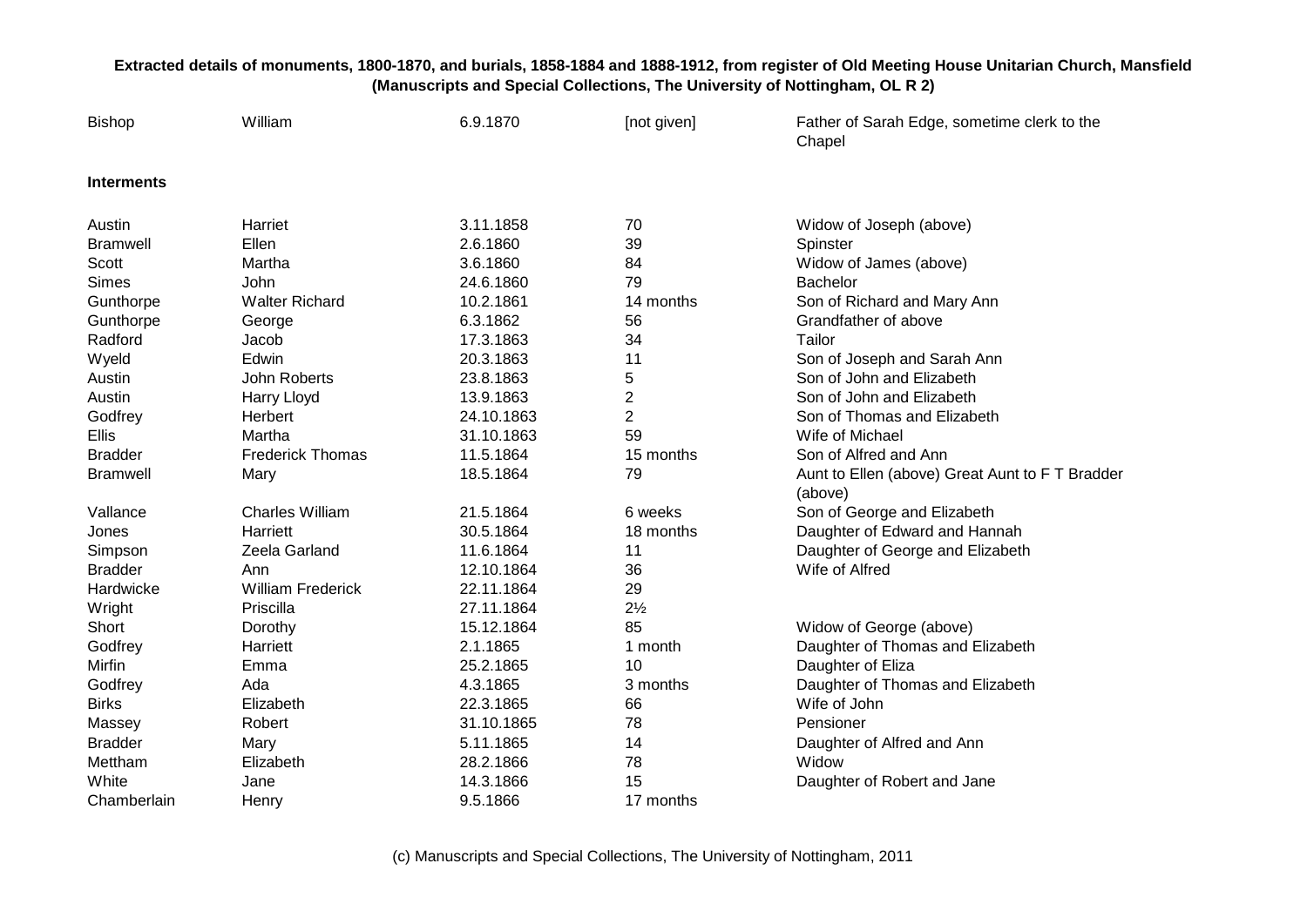**Extracted details of monuments, 1800-1870, and burials, 1858-1884 and 1888-1912, from register of Old Meeting House Unitarian Church, Mansfield (Manuscripts and Special Collections, The University of Nottingham, OL R 2)**

| | | | | |
|---|---|---|---|---|
| Bishop | William | 6.9.1870 | [not given] | Father of Sarah Edge, sometime clerk to the Chapel |

**Interments**

| | | | | |
|---|---|---|---|---|
| Austin | Harriet | 3.11.1858 | 70 | Widow of Joseph (above) |
| Bramwell | Ellen | 2.6.1860 | 39 | Spinster |
| Scott | Martha | 3.6.1860 | 84 | Widow of James (above) |
| Simes | John | 24.6.1860 | 79 | Bachelor |
| Gunthorpe | Walter Richard | 10.2.1861 | 14 months | Son of Richard and Mary Ann |
| Gunthorpe | George | 6.3.1862 | 56 | Grandfather of above |
| Radford | Jacob | 17.3.1863 | 34 | Tailor |
| Wyeld | Edwin | 20.3.1863 | 11 | Son of Joseph and Sarah Ann |
| Austin | John Roberts | 23.8.1863 | 5 | Son of John and Elizabeth |
| Austin | Harry Lloyd | 13.9.1863 | 2 | Son of John and Elizabeth |
| Godfrey | Herbert | 24.10.1863 | 2 | Son of Thomas and Elizabeth |
| Ellis | Martha | 31.10.1863 | 59 | Wife of Michael |
| Bradder | Frederick Thomas | 11.5.1864 | 15 months | Son of Alfred and Ann |
| Bramwell | Mary | 18.5.1864 | 79 | Aunt to Ellen (above) Great Aunt to F T Bradder (above) |
| Vallance | Charles William | 21.5.1864 | 6 weeks | Son of George and Elizabeth |
| Jones | Harriett | 30.5.1864 | 18 months | Daughter of Edward and Hannah |
| Simpson | Zeela Garland | 11.6.1864 | 11 | Daughter of George and Elizabeth |
| Bradder | Ann | 12.10.1864 | 36 | Wife of Alfred |
| Hardwicke | William Frederick | 22.11.1864 | 29 | |
| Wright | Priscilla | 27.11.1864 | 2½ | |
| Short | Dorothy | 15.12.1864 | 85 | Widow of George (above) |
| Godfrey | Harriett | 2.1.1865 | 1 month | Daughter of Thomas and Elizabeth |
| Mirfin | Emma | 25.2.1865 | 10 | Daughter of Eliza |
| Godfrey | Ada | 4.3.1865 | 3 months | Daughter of Thomas and Elizabeth |
| Birks | Elizabeth | 22.3.1865 | 66 | Wife of John |
| Massey | Robert | 31.10.1865 | 78 | Pensioner |
| Bradder | Mary | 5.11.1865 | 14 | Daughter of Alfred and Ann |
| Mettham | Elizabeth | 28.2.1866 | 78 | Widow |
| White | Jane | 14.3.1866 | 15 | Daughter of Robert and Jane |
| Chamberlain | Henry | 9.5.1866 | 17 months | |

(c) Manuscripts and Special Collections, The University of Nottingham, 2011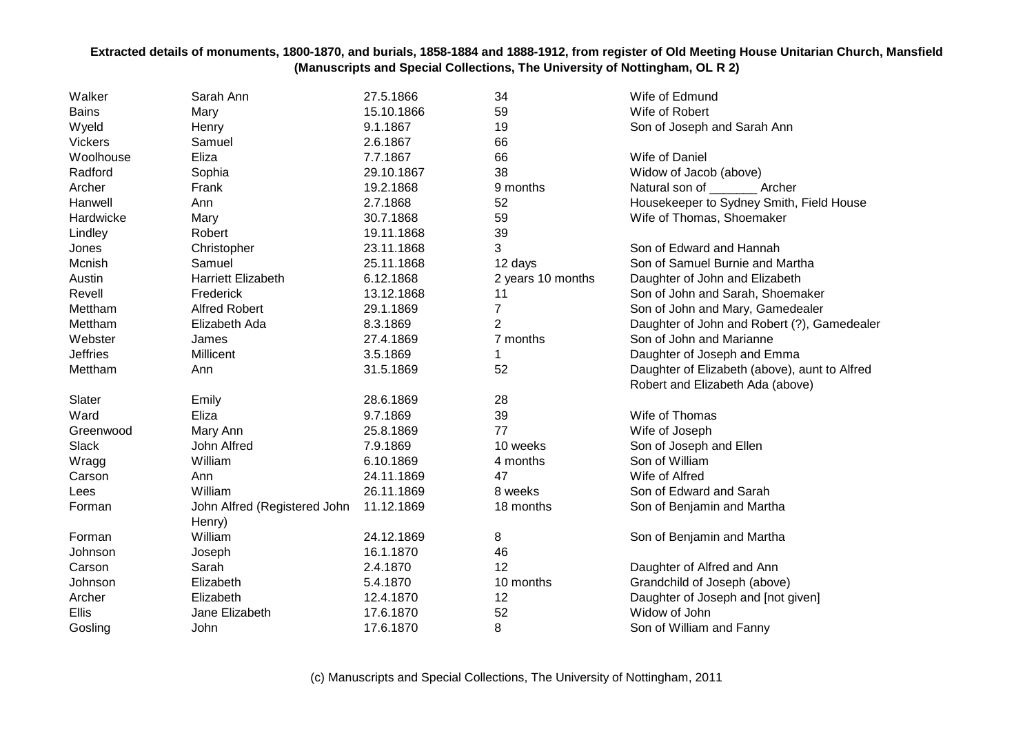**Extracted details of monuments, 1800-1870, and burials, 1858-1884 and 1888-1912, from register of Old Meeting House Unitarian Church, Mansfield (Manuscripts and Special Collections, The University of Nottingham, OL R 2)**

| | | | | |
|---|---|---|---|---|
| Walker | Sarah Ann | 27.5.1866 | 34 | Wife of Edmund |
| Bains | Mary | 15.10.1866 | 59 | Wife of Robert |
| Wyeld | Henry | 9.1.1867 | 19 | Son of Joseph and Sarah Ann |
| Vickers | Samuel | 2.6.1867 | 66 | |
| Woolhouse | Eliza | 7.7.1867 | 66 | Wife of Daniel |
| Radford | Sophia | 29.10.1867 | 38 | Widow of Jacob (above) |
| Archer | Frank | 19.2.1868 | 9 months | Natural son of _______ Archer |
| Hanwell | Ann | 2.7.1868 | 52 | Housekeeper to Sydney Smith, Field House |
| Hardwicke | Mary | 30.7.1868 | 59 | Wife of Thomas, Shoemaker |
| Lindley | Robert | 19.11.1868 | 39 | |
| Jones | Christopher | 23.11.1868 | 3 | Son of Edward and Hannah |
| Mcnish | Samuel | 25.11.1868 | 12 days | Son of Samuel Burnie and Martha |
| Austin | Harriett Elizabeth | 6.12.1868 | 2 years 10 months | Daughter of John and Elizabeth |
| Revell | Frederick | 13.12.1868 | 11 | Son of John and Sarah, Shoemaker |
| Mettham | Alfred Robert | 29.1.1869 | 7 | Son of John and Mary, Gamedealer |
| Mettham | Elizabeth Ada | 8.3.1869 | 2 | Daughter of John and Robert (?), Gamedealer |
| Webster | James | 27.4.1869 | 7 months | Son of John and Marianne |
| Jeffries | Millicent | 3.5.1869 | 1 | Daughter of Joseph and Emma |
| Mettham | Ann | 31.5.1869 | 52 | Daughter of Elizabeth (above), aunt to Alfred Robert and Elizabeth Ada (above) |
| Slater | Emily | 28.6.1869 | 28 | |
| Ward | Eliza | 9.7.1869 | 39 | Wife of Thomas |
| Greenwood | Mary Ann | 25.8.1869 | 77 | Wife of Joseph |
| Slack | John Alfred | 7.9.1869 | 10 weeks | Son of Joseph and Ellen |
| Wragg | William | 6.10.1869 | 4 months | Son of William |
| Carson | Ann | 24.11.1869 | 47 | Wife of Alfred |
| Lees | William | 26.11.1869 | 8 weeks | Son of Edward and Sarah |
| Forman | John Alfred (Registered John Henry) | 11.12.1869 | 18 months | Son of Benjamin and Martha |
| Forman | William | 24.12.1869 | 8 | Son of Benjamin and Martha |
| Johnson | Joseph | 16.1.1870 | 46 | |
| Carson | Sarah | 2.4.1870 | 12 | Daughter of Alfred and Ann |
| Johnson | Elizabeth | 5.4.1870 | 10 months | Grandchild of Joseph (above) |
| Archer | Elizabeth | 12.4.1870 | 12 | Daughter of Joseph and [not given] |
| Ellis | Jane Elizabeth | 17.6.1870 | 52 | Widow of John |
| Gosling | John | 17.6.1870 | 8 | Son of William and Fanny |

(c) Manuscripts and Special Collections, The University of Nottingham, 2011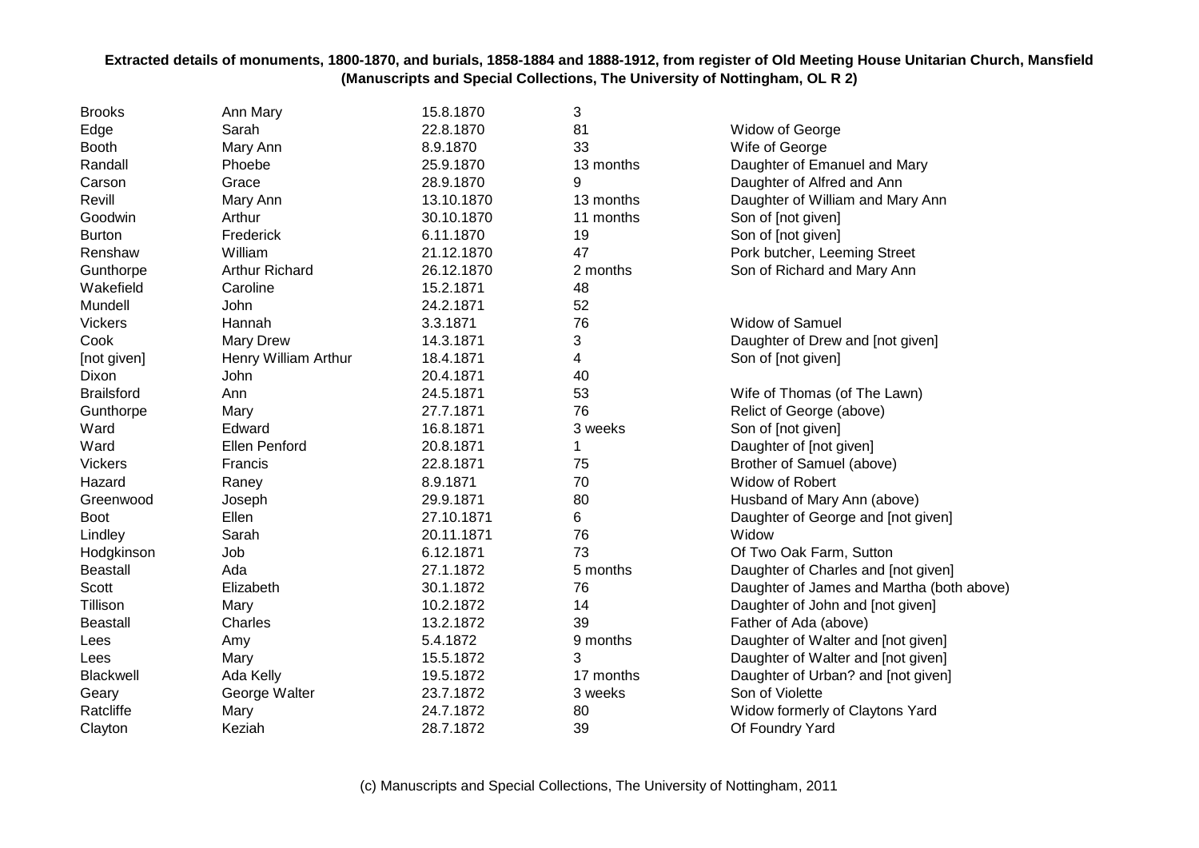**Extracted details of monuments, 1800-1870, and burials, 1858-1884 and 1888-1912, from register of Old Meeting House Unitarian Church, Mansfield (Manuscripts and Special Collections, The University of Nottingham, OL R 2)**

| | | | | |
|---|---|---|---|---|
| Brooks | Ann Mary | 15.8.1870 | 3 | |
| Edge | Sarah | 22.8.1870 | 81 | Widow of George |
| Booth | Mary Ann | 8.9.1870 | 33 | Wife of George |
| Randall | Phoebe | 25.9.1870 | 13 months | Daughter of Emanuel and Mary |
| Carson | Grace | 28.9.1870 | 9 | Daughter of Alfred and Ann |
| Revill | Mary Ann | 13.10.1870 | 13 months | Daughter of William and Mary Ann |
| Goodwin | Arthur | 30.10.1870 | 11 months | Son of [not given] |
| Burton | Frederick | 6.11.1870 | 19 | Son of [not given] |
| Renshaw | William | 21.12.1870 | 47 | Pork butcher, Leeming Street |
| Gunthorpe | Arthur Richard | 26.12.1870 | 2 months | Son of Richard and Mary Ann |
| Wakefield | Caroline | 15.2.1871 | 48 | |
| Mundell | John | 24.2.1871 | 52 | |
| Vickers | Hannah | 3.3.1871 | 76 | Widow of Samuel |
| Cook | Mary Drew | 14.3.1871 | 3 | Daughter of Drew and [not given] |
| [not given] | Henry William Arthur | 18.4.1871 | 4 | Son of [not given] |
| Dixon | John | 20.4.1871 | 40 | |
| Brailsford | Ann | 24.5.1871 | 53 | Wife of Thomas (of The Lawn) |
| Gunthorpe | Mary | 27.7.1871 | 76 | Relict of George (above) |
| Ward | Edward | 16.8.1871 | 3 weeks | Son of [not given] |
| Ward | Ellen Penford | 20.8.1871 | 1 | Daughter of [not given] |
| Vickers | Francis | 22.8.1871 | 75 | Brother of Samuel (above) |
| Hazard | Raney | 8.9.1871 | 70 | Widow of Robert |
| Greenwood | Joseph | 29.9.1871 | 80 | Husband of Mary Ann (above) |
| Boot | Ellen | 27.10.1871 | 6 | Daughter of George and [not given] |
| Lindley | Sarah | 20.11.1871 | 76 | Widow |
| Hodgkinson | Job | 6.12.1871 | 73 | Of Two Oak Farm, Sutton |
| Beastall | Ada | 27.1.1872 | 5 months | Daughter of Charles and [not given] |
| Scott | Elizabeth | 30.1.1872 | 76 | Daughter of James and Martha (both above) |
| Tillison | Mary | 10.2.1872 | 14 | Daughter of John and [not given] |
| Beastall | Charles | 13.2.1872 | 39 | Father of Ada (above) |
| Lees | Amy | 5.4.1872 | 9 months | Daughter of Walter and [not given] |
| Lees | Mary | 15.5.1872 | 3 | Daughter of Walter and [not given] |
| Blackwell | Ada Kelly | 19.5.1872 | 17 months | Daughter of Urban? and [not given] |
| Geary | George Walter | 23.7.1872 | 3 weeks | Son of Violette |
| Ratcliffe | Mary | 24.7.1872 | 80 | Widow formerly of Claytons Yard |
| Clayton | Keziah | 28.7.1872 | 39 | Of Foundry Yard |

(c) Manuscripts and Special Collections, The University of Nottingham, 2011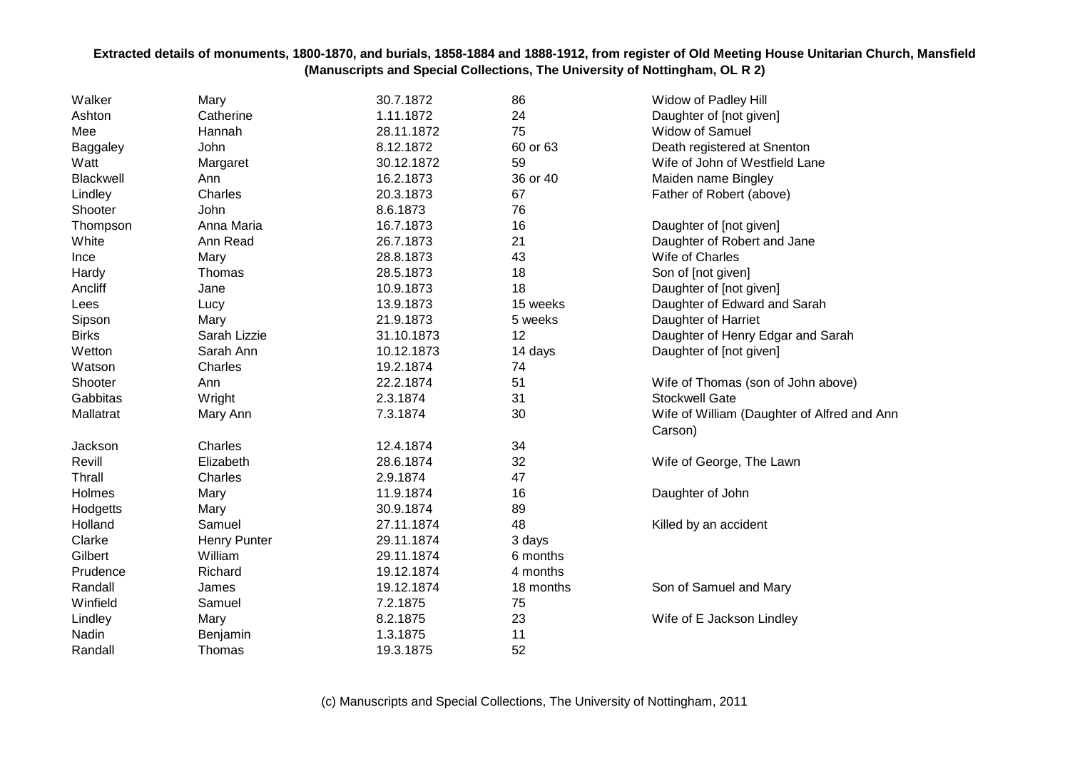**Extracted details of monuments, 1800-1870, and burials, 1858-1884 and 1888-1912, from register of Old Meeting House Unitarian Church, Mansfield (Manuscripts and Special Collections, The University of Nottingham, OL R 2)**

| | | | | |
|---|---|---|---|---|
| Walker | Mary | 30.7.1872 | 86 | Widow of Padley Hill |
| Ashton | Catherine | 1.11.1872 | 24 | Daughter of [not given] |
| Mee | Hannah | 28.11.1872 | 75 | Widow of Samuel |
| Baggaley | John | 8.12.1872 | 60 or 63 | Death registered at Snenton |
| Watt | Margaret | 30.12.1872 | 59 | Wife of John of Westfield Lane |
| Blackwell | Ann | 16.2.1873 | 36 or 40 | Maiden name Bingley |
| Lindley | Charles | 20.3.1873 | 67 | Father of Robert (above) |
| Shooter | John | 8.6.1873 | 76 | |
| Thompson | Anna Maria | 16.7.1873 | 16 | Daughter of [not given] |
| White | Ann Read | 26.7.1873 | 21 | Daughter of Robert and Jane |
| Ince | Mary | 28.8.1873 | 43 | Wife of Charles |
| Hardy | Thomas | 28.5.1873 | 18 | Son of [not given] |
| Ancliff | Jane | 10.9.1873 | 18 | Daughter of [not given] |
| Lees | Lucy | 13.9.1873 | 15 weeks | Daughter of Edward and Sarah |
| Sipson | Mary | 21.9.1873 | 5 weeks | Daughter of Harriet |
| Birks | Sarah Lizzie | 31.10.1873 | 12 | Daughter of Henry Edgar and Sarah |
| Wetton | Sarah Ann | 10.12.1873 | 14 days | Daughter of [not given] |
| Watson | Charles | 19.2.1874 | 74 | |
| Shooter | Ann | 22.2.1874 | 51 | Wife of Thomas (son of John above) |
| Gabbitas | Wright | 2.3.1874 | 31 | Stockwell Gate |
| Mallatrat | Mary Ann | 7.3.1874 | 30 | Wife of William (Daughter of Alfred and Ann Carson) |
| Jackson | Charles | 12.4.1874 | 34 | |
| Revill | Elizabeth | 28.6.1874 | 32 | Wife of George, The Lawn |
| Thrall | Charles | 2.9.1874 | 47 | |
| Holmes | Mary | 11.9.1874 | 16 | Daughter of John |
| Hodgetts | Mary | 30.9.1874 | 89 | |
| Holland | Samuel | 27.11.1874 | 48 | Killed by an accident |
| Clarke | Henry Punter | 29.11.1874 | 3 days | |
| Gilbert | William | 29.11.1874 | 6 months | |
| Prudence | Richard | 19.12.1874 | 4 months | |
| Randall | James | 19.12.1874 | 18 months | Son of Samuel and Mary |
| Winfield | Samuel | 7.2.1875 | 75 | |
| Lindley | Mary | 8.2.1875 | 23 | Wife of E Jackson Lindley |
| Nadin | Benjamin | 1.3.1875 | 11 | |
| Randall | Thomas | 19.3.1875 | 52 | |

(c) Manuscripts and Special Collections, The University of Nottingham, 2011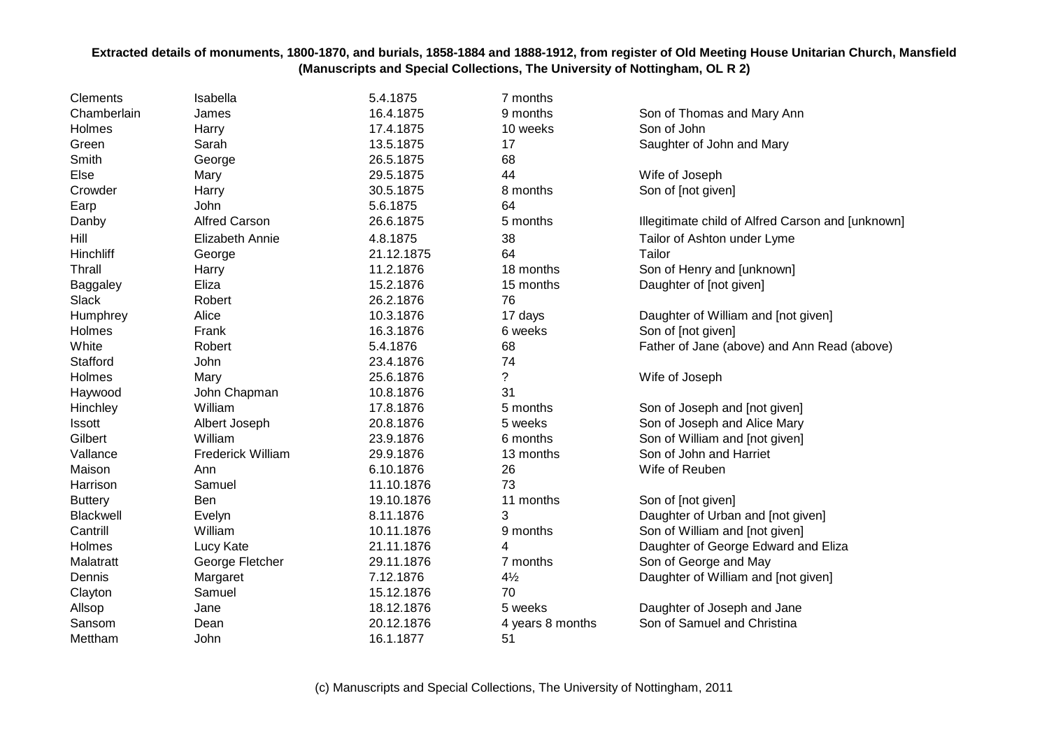**Extracted details of monuments, 1800-1870, and burials, 1858-1884 and 1888-1912, from register of Old Meeting House Unitarian Church, Mansfield (Manuscripts and Special Collections, The University of Nottingham, OL R 2)**

| | | | | |
|---|---|---|---|---|
| Clements | Isabella | 5.4.1875 | 7 months | |
| Chamberlain | James | 16.4.1875 | 9 months | Son of Thomas and Mary Ann |
| Holmes | Harry | 17.4.1875 | 10 weeks | Son of John |
| Green | Sarah | 13.5.1875 | 17 | Saughter of John and Mary |
| Smith | George | 26.5.1875 | 68 | |
| Else | Mary | 29.5.1875 | 44 | Wife of Joseph |
| Crowder | Harry | 30.5.1875 | 8 months | Son of [not given] |
| Earp | John | 5.6.1875 | 64 | |
| Danby | Alfred Carson | 26.6.1875 | 5 months | Illegitimate child of Alfred Carson and [unknown] |
| Hill | Elizabeth Annie | 4.8.1875 | 38 | Tailor of Ashton under Lyme |
| Hinchliff | George | 21.12.1875 | 64 | Tailor |
| Thrall | Harry | 11.2.1876 | 18 months | Son of Henry and [unknown] |
| Baggaley | Eliza | 15.2.1876 | 15 months | Daughter of [not given] |
| Slack | Robert | 26.2.1876 | 76 | |
| Humphrey | Alice | 10.3.1876 | 17 days | Daughter of William and [not given] |
| Holmes | Frank | 16.3.1876 | 6 weeks | Son of [not given] |
| White | Robert | 5.4.1876 | 68 | Father of Jane (above) and Ann Read (above) |
| Stafford | John | 23.4.1876 | 74 | |
| Holmes | Mary | 25.6.1876 | ? | Wife of Joseph |
| Haywood | John Chapman | 10.8.1876 | 31 | |
| Hinchley | William | 17.8.1876 | 5 months | Son of Joseph and [not given] |
| Issott | Albert Joseph | 20.8.1876 | 5 weeks | Son of Joseph and Alice Mary |
| Gilbert | William | 23.9.1876 | 6 months | Son of William and [not given] |
| Vallance | Frederick William | 29.9.1876 | 13 months | Son of John and Harriet |
| Maison | Ann | 6.10.1876 | 26 | Wife of Reuben |
| Harrison | Samuel | 11.10.1876 | 73 | |
| Buttery | Ben | 19.10.1876 | 11 months | Son of [not given] |
| Blackwell | Evelyn | 8.11.1876 | 3 | Daughter of Urban and [not given] |
| Cantrill | William | 10.11.1876 | 9 months | Son of William and [not given] |
| Holmes | Lucy Kate | 21.11.1876 | 4 | Daughter of George Edward and Eliza |
| Malatratt | George Fletcher | 29.11.1876 | 7 months | Son of George and May |
| Dennis | Margaret | 7.12.1876 | 4½ | Daughter of William and [not given] |
| Clayton | Samuel | 15.12.1876 | 70 | |
| Allsop | Jane | 18.12.1876 | 5 weeks | Daughter of Joseph and Jane |
| Sansom | Dean | 20.12.1876 | 4 years 8 months | Son of Samuel and Christina |
| Mettham | John | 16.1.1877 | 51 | |

(c) Manuscripts and Special Collections, The University of Nottingham, 2011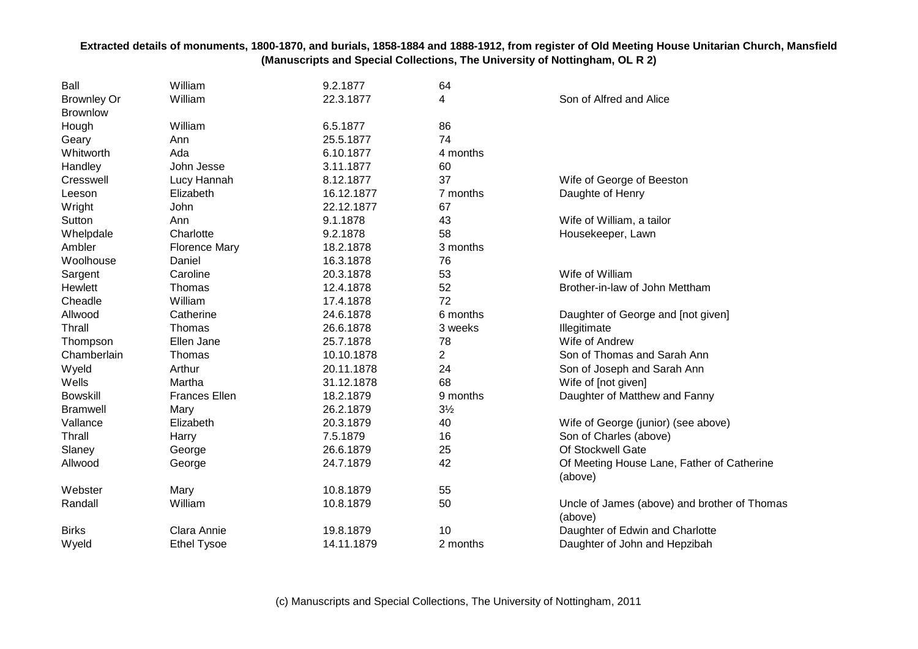**Extracted details of monuments, 1800-1870, and burials, 1858-1884 and 1888-1912, from register of Old Meeting House Unitarian Church, Mansfield (Manuscripts and Special Collections, The University of Nottingham, OL R 2)**

| | | | | |
|---|---|---|---|---|
| Ball | William | 9.2.1877 | 64 | |
| Brownley Or Brownlow | William | 22.3.1877 | 4 | Son of Alfred and Alice |
| Hough | William | 6.5.1877 | 86 | |
| Geary | Ann | 25.5.1877 | 74 | |
| Whitworth | Ada | 6.10.1877 | 4 months | |
| Handley | John Jesse | 3.11.1877 | 60 | |
| Cresswell | Lucy Hannah | 8.12.1877 | 37 | Wife of George of Beeston |
| Leeson | Elizabeth | 16.12.1877 | 7 months | Daughte of Henry |
| Wright | John | 22.12.1877 | 67 | |
| Sutton | Ann | 9.1.1878 | 43 | Wife of William, a tailor |
| Whelpdale | Charlotte | 9.2.1878 | 58 | Housekeeper, Lawn |
| Ambler | Florence Mary | 18.2.1878 | 3 months | |
| Woolhouse | Daniel | 16.3.1878 | 76 | |
| Sargent | Caroline | 20.3.1878 | 53 | Wife of William |
| Hewlett | Thomas | 12.4.1878 | 52 | Brother-in-law of John Mettham |
| Cheadle | William | 17.4.1878 | 72 | |
| Allwood | Catherine | 24.6.1878 | 6 months | Daughter of George and [not given] |
| Thrall | Thomas | 26.6.1878 | 3 weeks | Illegitimate |
| Thompson | Ellen Jane | 25.7.1878 | 78 | Wife of Andrew |
| Chamberlain | Thomas | 10.10.1878 | 2 | Son of Thomas and Sarah Ann |
| Wyeld | Arthur | 20.11.1878 | 24 | Son of Joseph and Sarah Ann |
| Wells | Martha | 31.12.1878 | 68 | Wife of [not given] |
| Bowskill | Frances Ellen | 18.2.1879 | 9 months | Daughter of Matthew and Fanny |
| Bramwell | Mary | 26.2.1879 | 3½ | |
| Vallance | Elizabeth | 20.3.1879 | 40 | Wife of George (junior) (see above) |
| Thrall | Harry | 7.5.1879 | 16 | Son of Charles (above) |
| Slaney | George | 26.6.1879 | 25 | Of Stockwell Gate |
| Allwood | George | 24.7.1879 | 42 | Of Meeting House Lane, Father of Catherine (above) |
| Webster | Mary | 10.8.1879 | 55 | |
| Randall | William | 10.8.1879 | 50 | Uncle of James (above) and brother of Thomas (above) |
| Birks | Clara Annie | 19.8.1879 | 10 | Daughter of Edwin and Charlotte |
| Wyeld | Ethel Tysoe | 14.11.1879 | 2 months | Daughter of John and Hepzibah |

(c) Manuscripts and Special Collections, The University of Nottingham, 2011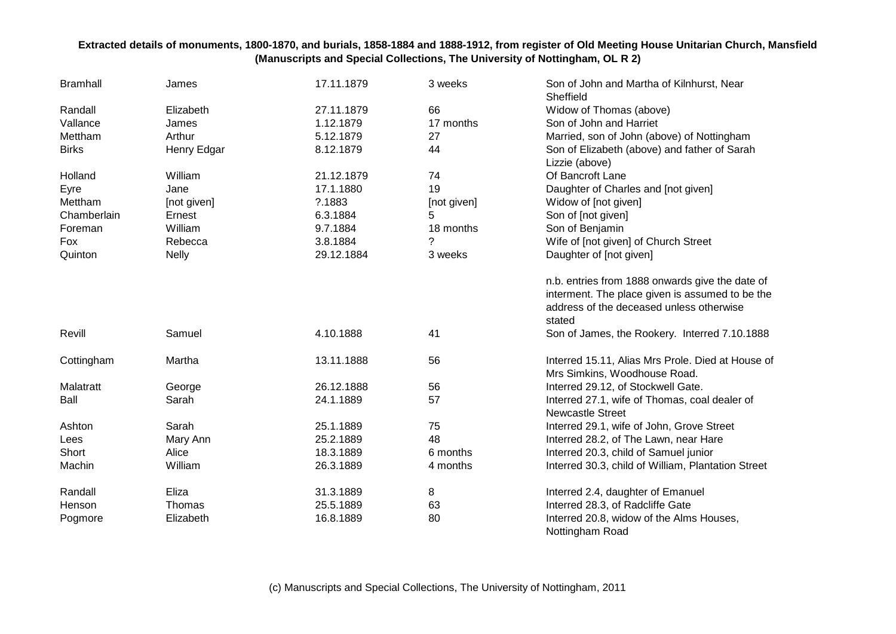**Extracted details of monuments, 1800-1870, and burials, 1858-1884 and 1888-1912, from register of Old Meeting House Unitarian Church, Mansfield (Manuscripts and Special Collections, The University of Nottingham, OL R 2)**

| | | | | |
|---|---|---|---|---|
| Bramhall | James | 17.11.1879 | 3 weeks | Son of John and Martha of Kilnhurst, Near Sheffield |
| Randall | Elizabeth | 27.11.1879 | 66 | Widow of Thomas (above) |
| Vallance | James | 1.12.1879 | 17 months | Son of John and Harriet |
| Mettham | Arthur | 5.12.1879 | 27 | Married, son of John (above) of Nottingham |
| Birks | Henry Edgar | 8.12.1879 | 44 | Son of Elizabeth (above) and father of Sarah Lizzie (above) |
| Holland | William | 21.12.1879 | 74 | Of Bancroft Lane |
| Eyre | Jane | 17.1.1880 | 19 | Daughter of Charles and [not given] |
| Mettham | [not given] | ?.1883 | [not given] | Widow of [not given] |
| Chamberlain | Ernest | 6.3.1884 | 5 | Son of [not given] |
| Foreman | William | 9.7.1884 | 18 months | Son of Benjamin |
| Fox | Rebecca | 3.8.1884 | ? | Wife of [not given] of Church Street |
| Quinton | Nelly | 29.12.1884 | 3 weeks | Daughter of [not given] |
| | | | | n.b. entries from 1888 onwards give the date of interment. The place given is assumed to be the address of the deceased unless otherwise stated |
| Revill | Samuel | 4.10.1888 | 41 | Son of James, the Rookery. Interred 7.10.1888 |
| Cottingham | Martha | 13.11.1888 | 56 | Interred 15.11, Alias Mrs Prole. Died at House of Mrs Simkins, Woodhouse Road. |
| Malatratt | George | 26.12.1888 | 56 | Interred 29.12, of Stockwell Gate. |
| Ball | Sarah | 24.1.1889 | 57 | Interred 27.1, wife of Thomas, coal dealer of Newcastle Street |
| Ashton | Sarah | 25.1.1889 | 75 | Interred 29.1, wife of John, Grove Street |
| Lees | Mary Ann | 25.2.1889 | 48 | Interred 28.2, of The Lawn, near Hare |
| Short | Alice | 18.3.1889 | 6 months | Interred 20.3, child of Samuel junior |
| Machin | William | 26.3.1889 | 4 months | Interred 30.3, child of William, Plantation Street |
| Randall | Eliza | 31.3.1889 | 8 | Interred 2.4, daughter of Emanuel |
| Henson | Thomas | 25.5.1889 | 63 | Interred 28.3, of Radcliffe Gate |
| Pogmore | Elizabeth | 16.8.1889 | 80 | Interred 20.8, widow of the Alms Houses, Nottingham Road |

(c) Manuscripts and Special Collections, The University of Nottingham, 2011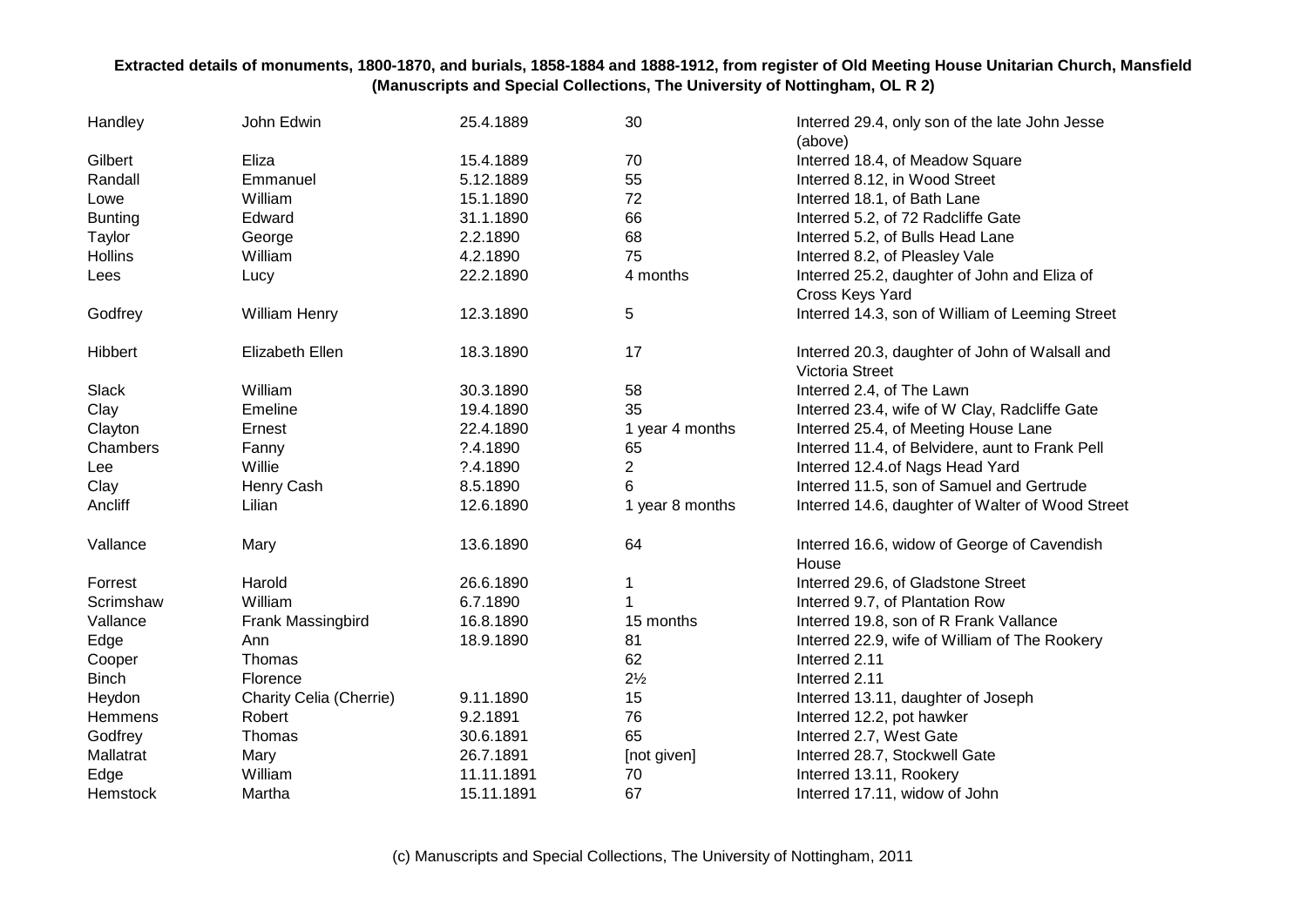**Extracted details of monuments, 1800-1870, and burials, 1858-1884 and 1888-1912, from register of Old Meeting House Unitarian Church, Mansfield (Manuscripts and Special Collections, The University of Nottingham, OL R 2)**

| | | | | |
|---|---|---|---|---|
| Handley | John Edwin | 25.4.1889 | 30 | Interred 29.4, only son of the late John Jesse (above) |
| Gilbert | Eliza | 15.4.1889 | 70 | Interred 18.4, of Meadow Square |
| Randall | Emmanuel | 5.12.1889 | 55 | Interred 8.12, in Wood Street |
| Lowe | William | 15.1.1890 | 72 | Interred 18.1, of Bath Lane |
| Bunting | Edward | 31.1.1890 | 66 | Interred 5.2, of 72 Radcliffe Gate |
| Taylor | George | 2.2.1890 | 68 | Interred 5.2, of Bulls Head Lane |
| Hollins | William | 4.2.1890 | 75 | Interred 8.2, of Pleasley Vale |
| Lees | Lucy | 22.2.1890 | 4 months | Interred 25.2, daughter of John and Eliza of Cross Keys Yard |
| Godfrey | William Henry | 12.3.1890 | 5 | Interred 14.3, son of William of Leeming Street |
| Hibbert | Elizabeth Ellen | 18.3.1890 | 17 | Interred 20.3, daughter of John of Walsall and Victoria Street |
| Slack | William | 30.3.1890 | 58 | Interred 2.4, of The Lawn |
| Clay | Emeline | 19.4.1890 | 35 | Interred 23.4, wife of W Clay, Radcliffe Gate |
| Clayton | Ernest | 22.4.1890 | 1 year 4 months | Interred 25.4, of Meeting House Lane |
| Chambers | Fanny | ?.4.1890 | 65 | Interred 11.4, of Belvidere, aunt to Frank Pell |
| Lee | Willie | ?.4.1890 | 2 | Interred 12.4.of Nags Head Yard |
| Clay | Henry Cash | 8.5.1890 | 6 | Interred 11.5, son of Samuel and Gertrude |
| Ancliff | Lilian | 12.6.1890 | 1 year 8 months | Interred 14.6, daughter of Walter of Wood Street |
| Vallance | Mary | 13.6.1890 | 64 | Interred 16.6, widow of George of Cavendish House |
| Forrest | Harold | 26.6.1890 | 1 | Interred 29.6, of Gladstone Street |
| Scrimshaw | William | 6.7.1890 | 1 | Interred 9.7, of Plantation Row |
| Vallance | Frank Massingbird | 16.8.1890 | 15 months | Interred 19.8, son of R Frank Vallance |
| Edge | Ann | 18.9.1890 | 81 | Interred 22.9, wife of William of The Rookery |
| Cooper | Thomas | | 62 | Interred 2.11 |
| Binch | Florence | | 2½ | Interred 2.11 |
| Heydon | Charity Celia (Cherrie) | 9.11.1890 | 15 | Interred 13.11, daughter of Joseph |
| Hemmens | Robert | 9.2.1891 | 76 | Interred 12.2, pot hawker |
| Godfrey | Thomas | 30.6.1891 | 65 | Interred 2.7, West Gate |
| Mallatrat | Mary | 26.7.1891 | [not given] | Interred 28.7, Stockwell Gate |
| Edge | William | 11.11.1891 | 70 | Interred 13.11, Rookery |
| Hemstock | Martha | 15.11.1891 | 67 | Interred 17.11, widow of John |

(c) Manuscripts and Special Collections, The University of Nottingham, 2011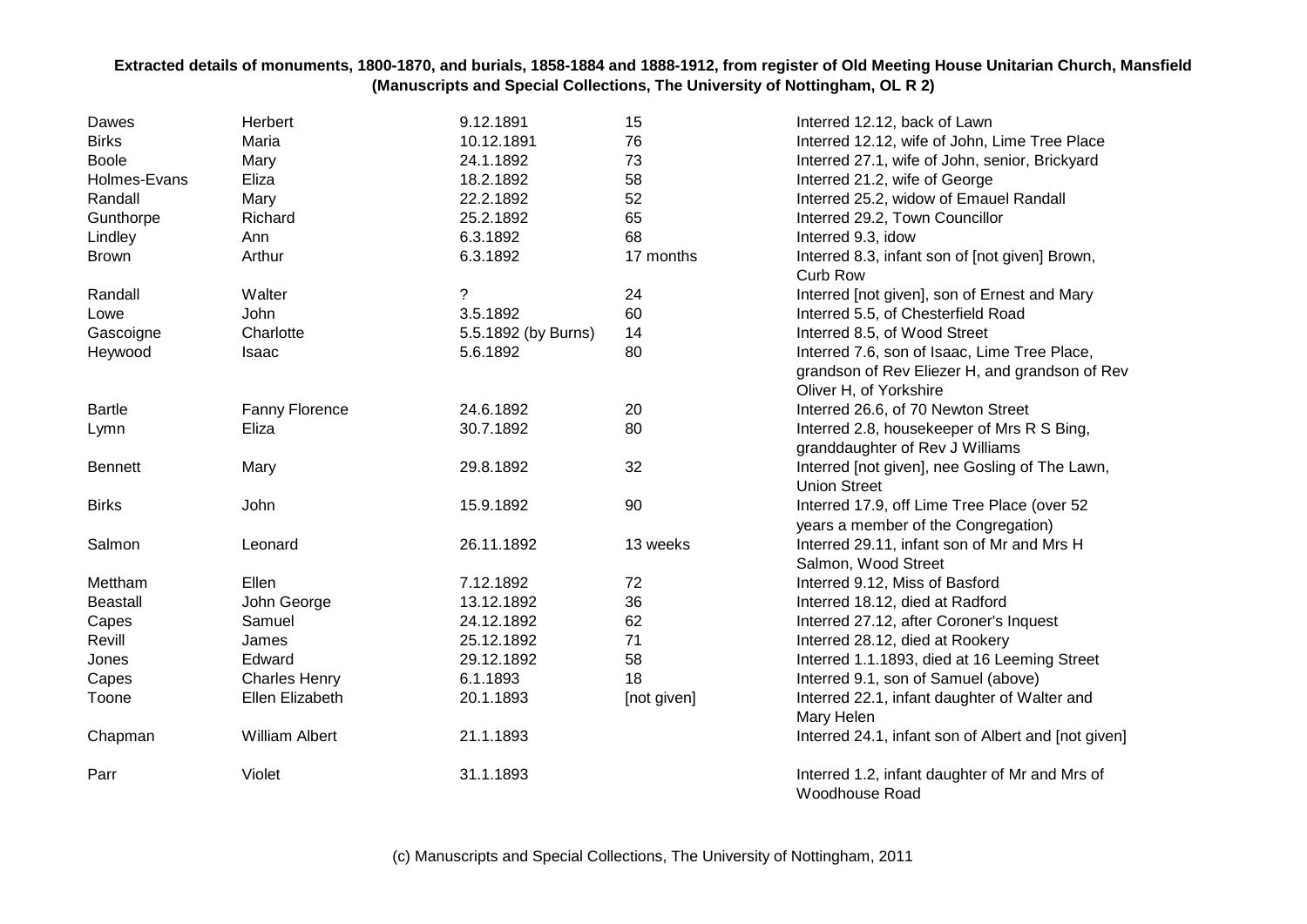**Extracted details of monuments, 1800-1870, and burials, 1858-1884 and 1888-1912, from register of Old Meeting House Unitarian Church, Mansfield (Manuscripts and Special Collections, The University of Nottingham, OL R 2)**

| | | | | |
|---|---|---|---|---|
| Dawes | Herbert | 9.12.1891 | 15 | Interred 12.12, back of Lawn |
| Birks | Maria | 10.12.1891 | 76 | Interred 12.12, wife of John, Lime Tree Place |
| Boole | Mary | 24.1.1892 | 73 | Interred 27.1, wife of John, senior, Brickyard |
| Holmes-Evans | Eliza | 18.2.1892 | 58 | Interred 21.2, wife of George |
| Randall | Mary | 22.2.1892 | 52 | Interred 25.2, widow of Emauel Randall |
| Gunthorpe | Richard | 25.2.1892 | 65 | Interred 29.2, Town Councillor |
| Lindley | Ann | 6.3.1892 | 68 | Interred 9.3, idow |
| Brown | Arthur | 6.3.1892 | 17 months | Interred 8.3, infant son of [not given] Brown, Curb Row |
| Randall | Walter | ? | 24 | Interred [not given], son of Ernest and Mary |
| Lowe | John | 3.5.1892 | 60 | Interred 5.5, of Chesterfield Road |
| Gascoigne | Charlotte | 5.5.1892 (by Burns) | 14 | Interred 8.5, of Wood Street |
| Heywood | Isaac | 5.6.1892 | 80 | Interred 7.6, son of Isaac, Lime Tree Place, grandson of Rev Eliezer H, and grandson of Rev Oliver H, of Yorkshire |
| Bartle | Fanny Florence | 24.6.1892 | 20 | Interred 26.6, of 70 Newton Street |
| Lymn | Eliza | 30.7.1892 | 80 | Interred 2.8, housekeeper of Mrs R S Bing, granddaughter of Rev J Williams |
| Bennett | Mary | 29.8.1892 | 32 | Interred [not given], nee Gosling of The Lawn, Union Street |
| Birks | John | 15.9.1892 | 90 | Interred 17.9, off Lime Tree Place (over 52 years a member of the Congregation) |
| Salmon | Leonard | 26.11.1892 | 13 weeks | Interred 29.11, infant son of Mr and Mrs H Salmon, Wood Street |
| Mettham | Ellen | 7.12.1892 | 72 | Interred 9.12, Miss of Basford |
| Beastall | John George | 13.12.1892 | 36 | Interred 18.12, died at Radford |
| Capes | Samuel | 24.12.1892 | 62 | Interred 27.12, after Coroner's Inquest |
| Revill | James | 25.12.1892 | 71 | Interred 28.12, died at Rookery |
| Jones | Edward | 29.12.1892 | 58 | Interred 1.1.1893, died at 16 Leeming Street |
| Capes | Charles Henry | 6.1.1893 | 18 | Interred 9.1, son of Samuel (above) |
| Toone | Ellen Elizabeth | 20.1.1893 | [not given] | Interred 22.1, infant daughter of Walter and Mary Helen |
| Chapman | William Albert | 21.1.1893 | | Interred 24.1, infant son of Albert and [not given] |
| Parr | Violet | 31.1.1893 | | Interred 1.2, infant daughter of Mr and Mrs of Woodhouse Road |

(c) Manuscripts and Special Collections, The University of Nottingham, 2011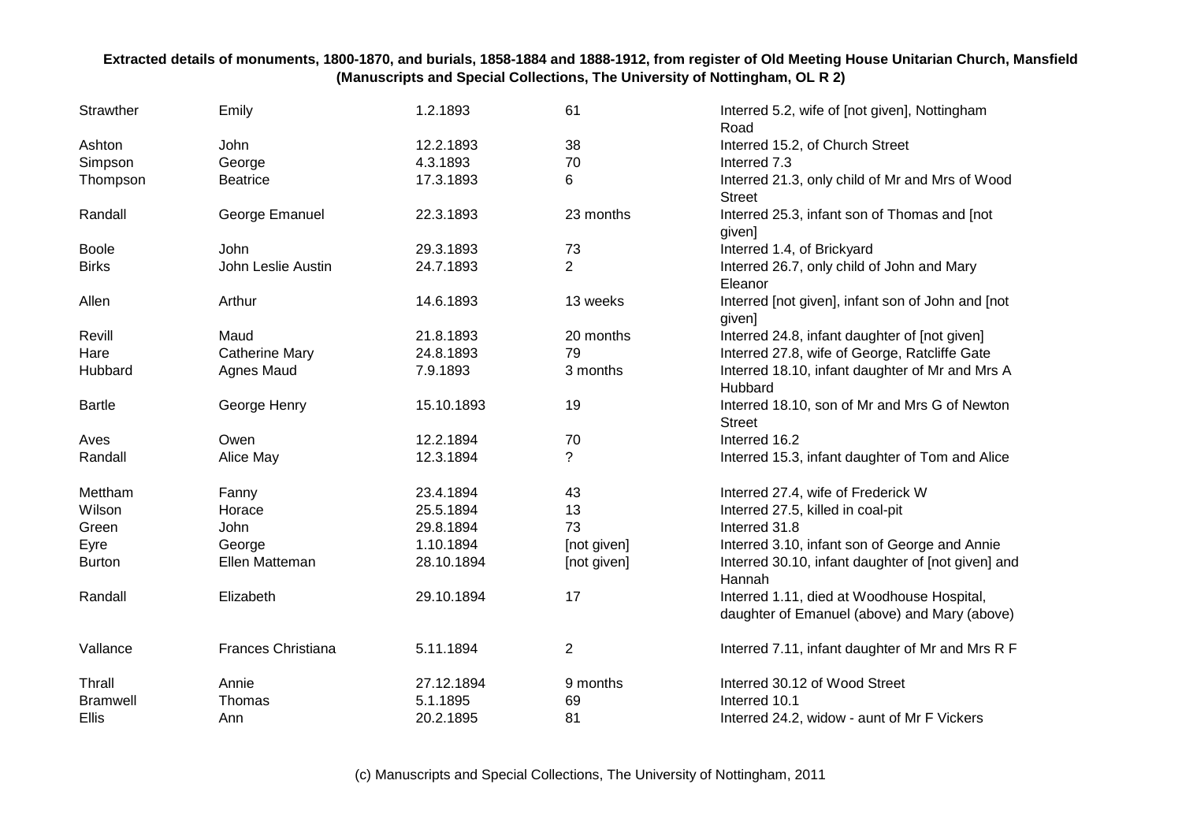**Extracted details of monuments, 1800-1870, and burials, 1858-1884 and 1888-1912, from register of Old Meeting House Unitarian Church, Mansfield (Manuscripts and Special Collections, The University of Nottingham, OL R 2)**

| | | | | |
|---|---|---|---|---|
| Strawther | Emily | 1.2.1893 | 61 | Interred 5.2, wife of [not given], Nottingham Road |
| Ashton | John | 12.2.1893 | 38 | Interred 15.2, of Church Street |
| Simpson | George | 4.3.1893 | 70 | Interred 7.3 |
| Thompson | Beatrice | 17.3.1893 | 6 | Interred 21.3, only child of Mr and Mrs of Wood Street |
| Randall | George Emanuel | 22.3.1893 | 23 months | Interred 25.3, infant son of Thomas and [not given] |
| Boole | John | 29.3.1893 | 73 | Interred 1.4, of Brickyard |
| Birks | John Leslie Austin | 24.7.1893 | 2 | Interred 26.7, only child of John and Mary Eleanor |
| Allen | Arthur | 14.6.1893 | 13 weeks | Interred [not given], infant son of John and [not given] |
| Revill | Maud | 21.8.1893 | 20 months | Interred 24.8, infant daughter of [not given] |
| Hare | Catherine Mary | 24.8.1893 | 79 | Interred 27.8, wife of George, Ratcliffe Gate |
| Hubbard | Agnes Maud | 7.9.1893 | 3 months | Interred 18.10, infant daughter of Mr and Mrs A Hubbard |
| Bartle | George Henry | 15.10.1893 | 19 | Interred 18.10, son of Mr and Mrs G of Newton Street |
| Aves | Owen | 12.2.1894 | 70 | Interred 16.2 |
| Randall | Alice May | 12.3.1894 | ? | Interred 15.3, infant daughter of Tom and Alice |
| Mettham | Fanny | 23.4.1894 | 43 | Interred 27.4, wife of Frederick W |
| Wilson | Horace | 25.5.1894 | 13 | Interred 27.5, killed in coal-pit |
| Green | John | 29.8.1894 | 73 | Interred 31.8 |
| Eyre | George | 1.10.1894 | [not given] | Interred 3.10, infant son of George and Annie |
| Burton | Ellen Matteman | 28.10.1894 | [not given] | Interred 30.10, infant daughter of [not given] and Hannah |
| Randall | Elizabeth | 29.10.1894 | 17 | Interred 1.11, died at Woodhouse Hospital, daughter of Emanuel (above) and Mary (above) |
| Vallance | Frances Christiana | 5.11.1894 | 2 | Interred 7.11, infant daughter of Mr and Mrs R F |
| Thrall | Annie | 27.12.1894 | 9 months | Interred 30.12 of Wood Street |
| Bramwell | Thomas | 5.1.1895 | 69 | Interred 10.1 |
| Ellis | Ann | 20.2.1895 | 81 | Interred 24.2, widow - aunt of Mr F Vickers |

(c) Manuscripts and Special Collections, The University of Nottingham, 2011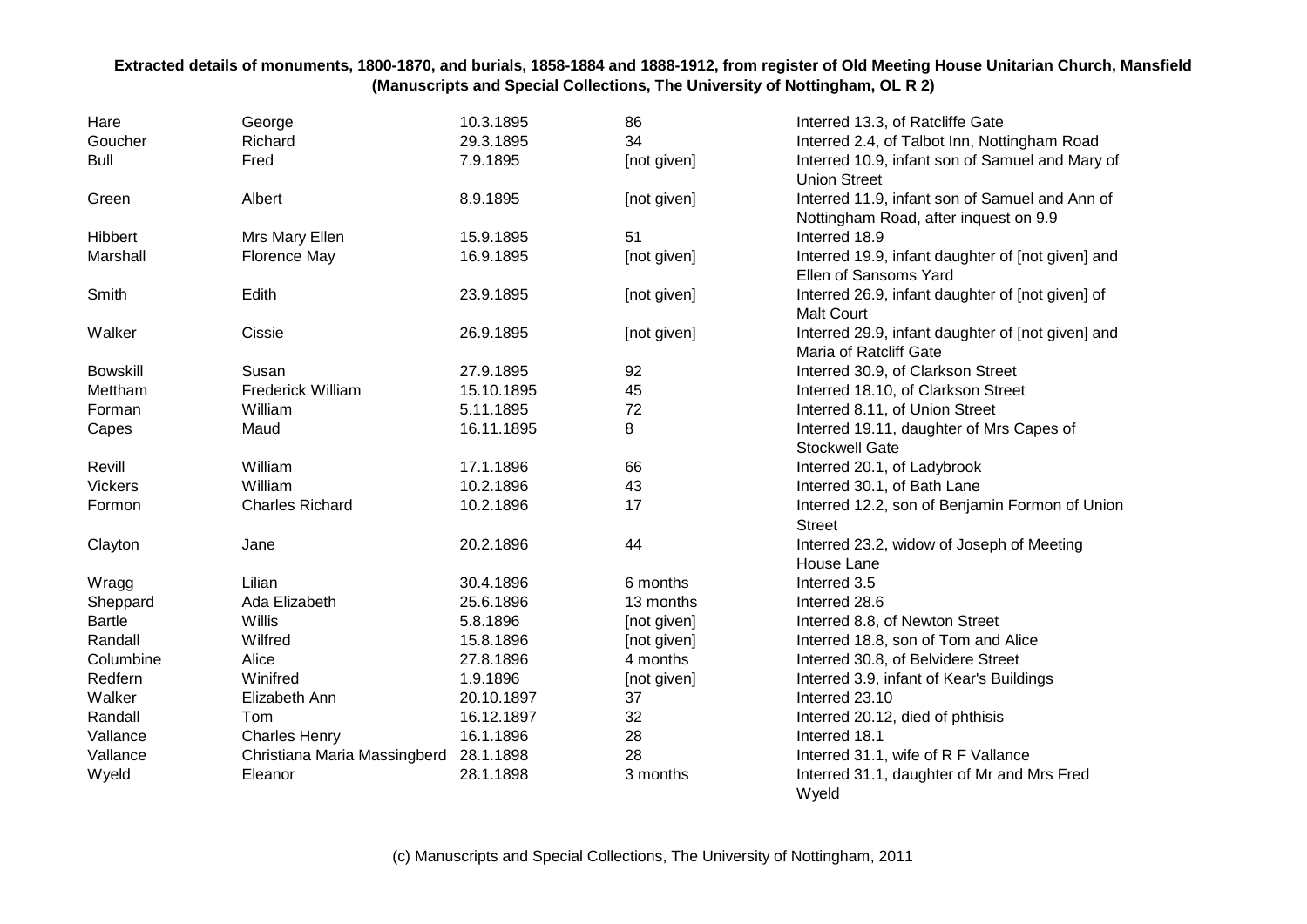**Extracted details of monuments, 1800-1870, and burials, 1858-1884 and 1888-1912, from register of Old Meeting House Unitarian Church, Mansfield (Manuscripts and Special Collections, The University of Nottingham, OL R 2)**

| | | | | |
|---|---|---|---|---|
| Hare | George | 10.3.1895 | 86 | Interred 13.3, of Ratcliffe Gate |
| Goucher | Richard | 29.3.1895 | 34 | Interred 2.4, of Talbot Inn, Nottingham Road |
| Bull | Fred | 7.9.1895 | [not given] | Interred 10.9, infant son of Samuel and Mary of Union Street |
| Green | Albert | 8.9.1895 | [not given] | Interred 11.9, infant son of Samuel and Ann of Nottingham Road, after inquest on 9.9 |
| Hibbert | Mrs Mary Ellen | 15.9.1895 | 51 | Interred 18.9 |
| Marshall | Florence May | 16.9.1895 | [not given] | Interred 19.9, infant daughter of [not given] and Ellen of Sansoms Yard |
| Smith | Edith | 23.9.1895 | [not given] | Interred 26.9, infant daughter of [not given] of Malt Court |
| Walker | Cissie | 26.9.1895 | [not given] | Interred 29.9, infant daughter of [not given] and Maria of Ratcliff Gate |
| Bowskill | Susan | 27.9.1895 | 92 | Interred 30.9, of Clarkson Street |
| Mettham | Frederick William | 15.10.1895 | 45 | Interred 18.10, of Clarkson Street |
| Forman | William | 5.11.1895 | 72 | Interred 8.11, of Union Street |
| Capes | Maud | 16.11.1895 | 8 | Interred 19.11, daughter of Mrs Capes of Stockwell Gate |
| Revill | William | 17.1.1896 | 66 | Interred 20.1, of Ladybrook |
| Vickers | William | 10.2.1896 | 43 | Interred 30.1, of Bath Lane |
| Formon | Charles Richard | 10.2.1896 | 17 | Interred 12.2, son of Benjamin Formon of Union Street |
| Clayton | Jane | 20.2.1896 | 44 | Interred 23.2, widow of Joseph of Meeting House Lane |
| Wragg | Lilian | 30.4.1896 | 6 months | Interred 3.5 |
| Sheppard | Ada Elizabeth | 25.6.1896 | 13 months | Interred 28.6 |
| Bartle | Willis | 5.8.1896 | [not given] | Interred 8.8, of Newton Street |
| Randall | Wilfred | 15.8.1896 | [not given] | Interred 18.8, son of Tom and Alice |
| Columbine | Alice | 27.8.1896 | 4 months | Interred 30.8, of Belvidere Street |
| Redfern | Winifred | 1.9.1896 | [not given] | Interred 3.9, infant of Kear's Buildings |
| Walker | Elizabeth Ann | 20.10.1897 | 37 | Interred 23.10 |
| Randall | Tom | 16.12.1897 | 32 | Interred 20.12, died of phthisis |
| Vallance | Charles Henry | 16.1.1896 | 28 | Interred 18.1 |
| Vallance | Christiana Maria Massingberd | 28.1.1898 | 28 | Interred 31.1, wife of R F Vallance |
| Wyeld | Eleanor | 28.1.1898 | 3 months | Interred 31.1, daughter of Mr and Mrs Fred Wyeld |

(c) Manuscripts and Special Collections, The University of Nottingham, 2011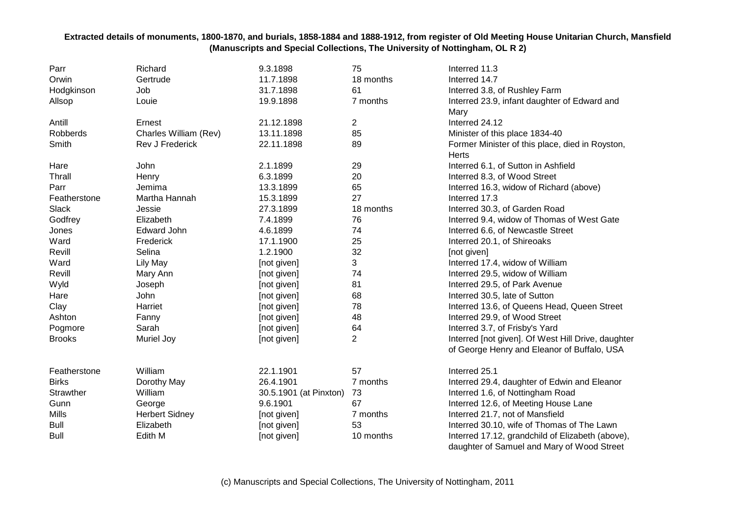**Extracted details of monuments, 1800-1870, and burials, 1858-1884 and 1888-1912, from register of Old Meeting House Unitarian Church, Mansfield (Manuscripts and Special Collections, The University of Nottingham, OL R 2)**

| | | | | |
|---|---|---|---|---|
| Parr | Richard | 9.3.1898 | 75 | Interred 11.3 |
| Orwin | Gertrude | 11.7.1898 | 18 months | Interred 14.7 |
| Hodgkinson | Job | 31.7.1898 | 61 | Interred 3.8, of Rushley Farm |
| Allsop | Louie | 19.9.1898 | 7 months | Interred 23.9, infant daughter of Edward and Mary |
| Antill | Ernest | 21.12.1898 | 2 | Interred 24.12 |
| Robberds | Charles William (Rev) | 13.11.1898 | 85 | Minister of this place 1834-40 |
| Smith | Rev J Frederick | 22.11.1898 | 89 | Former Minister of this place, died in Royston, Herts |
| Hare | John | 2.1.1899 | 29 | Interred 6.1, of Sutton in Ashfield |
| Thrall | Henry | 6.3.1899 | 20 | Interred 8.3, of Wood Street |
| Parr | Jemima | 13.3.1899 | 65 | Interred 16.3, widow of Richard (above) |
| Featherstone | Martha Hannah | 15.3.1899 | 27 | Interred 17.3 |
| Slack | Jessie | 27.3.1899 | 18 months | Interred 30.3, of Garden Road |
| Godfrey | Elizabeth | 7.4.1899 | 76 | Interred 9.4, widow of Thomas of West Gate |
| Jones | Edward John | 4.6.1899 | 74 | Interred 6.6, of Newcastle Street |
| Ward | Frederick | 17.1.1900 | 25 | Interred 20.1, of Shireoaks |
| Revill | Selina | 1.2.1900 | 32 | [not given] |
| Ward | Lily May | [not given] | 3 | Interred 17.4, widow of William |
| Revill | Mary Ann | [not given] | 74 | Interred 29.5, widow of William |
| Wyld | Joseph | [not given] | 81 | Interred 29.5, of Park Avenue |
| Hare | John | [not given] | 68 | Interred 30.5, late of Sutton |
| Clay | Harriet | [not given] | 78 | Interred 13.6, of Queens Head, Queen Street |
| Ashton | Fanny | [not given] | 48 | Interred 29.9, of Wood Street |
| Pogmore | Sarah | [not given] | 64 | Interred 3.7, of Frisby's Yard |
| Brooks | Muriel Joy | [not given] | 2 | Interred [not given]. Of West Hill Drive, daughter of George Henry and Eleanor of Buffalo, USA |
| Featherstone | William | 22.1.1901 | 57 | Interred 25.1 |
| Birks | Dorothy May | 26.4.1901 | 7 months | Interred 29.4, daughter of Edwin and Eleanor |
| Strawther | William | 30.5.1901 (at Pinxton) | 73 | Interred 1.6, of Nottingham Road |
| Gunn | George | 9.6.1901 | 67 | Interred 12.6, of Meeting House Lane |
| Mills | Herbert Sidney | [not given] | 7 months | Interred 21.7, not of Mansfield |
| Bull | Elizabeth | [not given] | 53 | Interred 30.10, wife of Thomas of The Lawn |
| Bull | Edith M | [not given] | 10 months | Interred 17.12, grandchild of Elizabeth (above), daughter of Samuel and Mary of Wood Street |

(c) Manuscripts and Special Collections, The University of Nottingham, 2011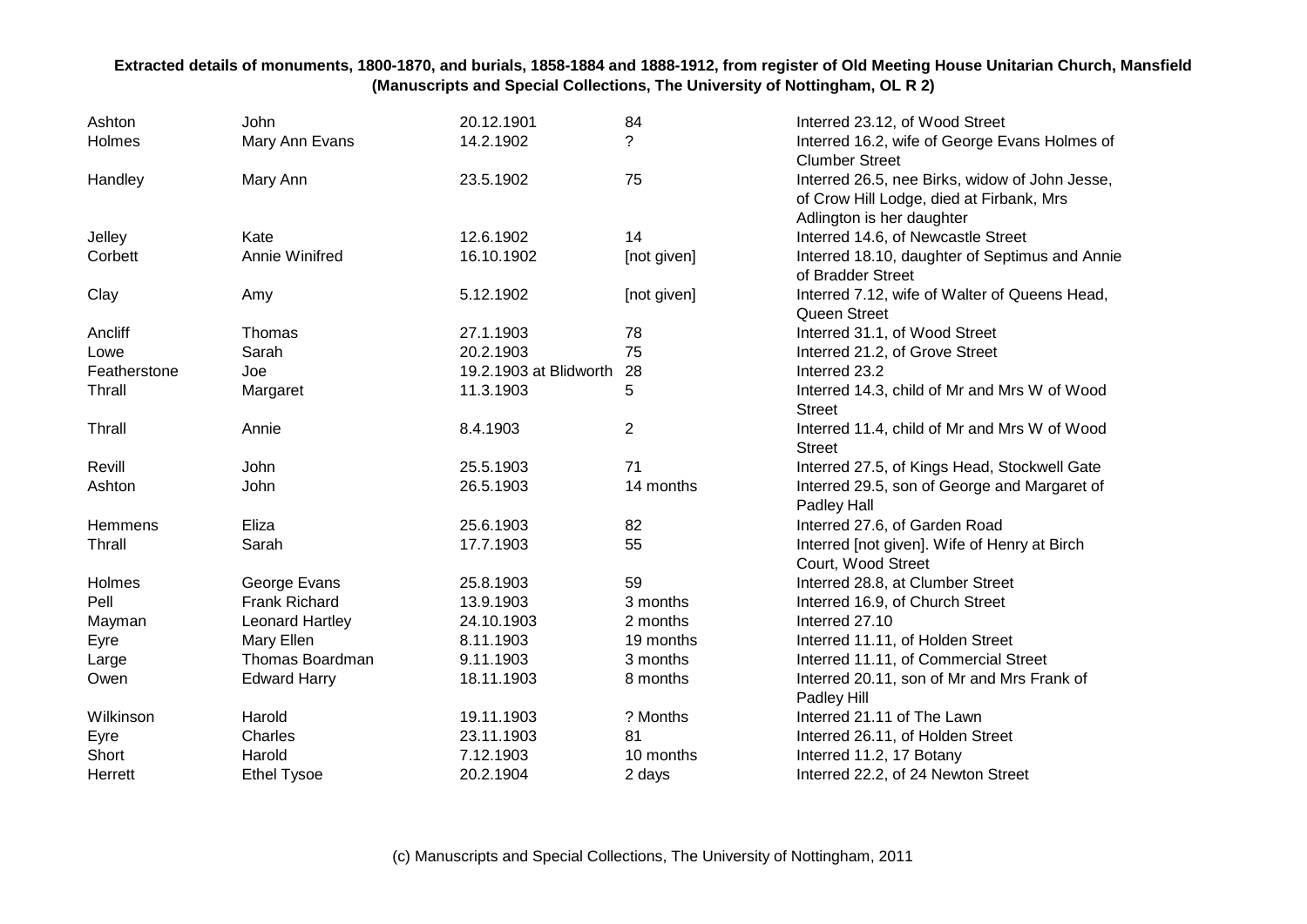**Extracted details of monuments, 1800-1870, and burials, 1858-1884 and 1888-1912, from register of Old Meeting House Unitarian Church, Mansfield (Manuscripts and Special Collections, The University of Nottingham, OL R 2)**

| | | | | |
|---|---|---|---|---|
| Ashton | John | 20.12.1901 | 84 | Interred 23.12, of Wood Street |
| Holmes | Mary Ann Evans | 14.2.1902 | ? | Interred 16.2, wife of George Evans Holmes of Clumber Street |
| Handley | Mary Ann | 23.5.1902 | 75 | Interred 26.5, nee Birks, widow of John Jesse, of Crow Hill Lodge, died at Firbank, Mrs Adlington is her daughter |
| Jelley | Kate | 12.6.1902 | 14 | Interred 14.6, of Newcastle Street |
| Corbett | Annie Winifred | 16.10.1902 | [not given] | Interred 18.10, daughter of Septimus and Annie of Bradder Street |
| Clay | Amy | 5.12.1902 | [not given] | Interred 7.12, wife of Walter of Queens Head, Queen Street |
| Ancliff | Thomas | 27.1.1903 | 78 | Interred 31.1, of Wood Street |
| Lowe | Sarah | 20.2.1903 | 75 | Interred 21.2, of Grove Street |
| Featherstone | Joe | 19.2.1903 at Blidworth | 28 | Interred 23.2 |
| Thrall | Margaret | 11.3.1903 | 5 | Interred 14.3, child of Mr and Mrs W of Wood Street |
| Thrall | Annie | 8.4.1903 | 2 | Interred 11.4, child of Mr and Mrs W of Wood Street |
| Revill | John | 25.5.1903 | 71 | Interred 27.5, of Kings Head, Stockwell Gate |
| Ashton | John | 26.5.1903 | 14 months | Interred 29.5, son of George and Margaret of Padley Hall |
| Hemmens | Eliza | 25.6.1903 | 82 | Interred 27.6, of Garden Road |
| Thrall | Sarah | 17.7.1903 | 55 | Interred [not given]. Wife of Henry at Birch Court, Wood Street |
| Holmes | George Evans | 25.8.1903 | 59 | Interred 28.8, at Clumber Street |
| Pell | Frank Richard | 13.9.1903 | 3 months | Interred 16.9, of Church Street |
| Mayman | Leonard Hartley | 24.10.1903 | 2 months | Interred 27.10 |
| Eyre | Mary Ellen | 8.11.1903 | 19 months | Interred 11.11, of Holden Street |
| Large | Thomas Boardman | 9.11.1903 | 3 months | Interred 11.11, of Commercial Street |
| Owen | Edward Harry | 18.11.1903 | 8 months | Interred 20.11, son of Mr and Mrs Frank of Padley Hill |
| Wilkinson | Harold | 19.11.1903 | ? Months | Interred 21.11 of The Lawn |
| Eyre | Charles | 23.11.1903 | 81 | Interred 26.11, of Holden Street |
| Short | Harold | 7.12.1903 | 10 months | Interred 11.2, 17 Botany |
| Herrett | Ethel Tysoe | 20.2.1904 | 2 days | Interred 22.2, of 24 Newton Street |

(c) Manuscripts and Special Collections, The University of Nottingham, 2011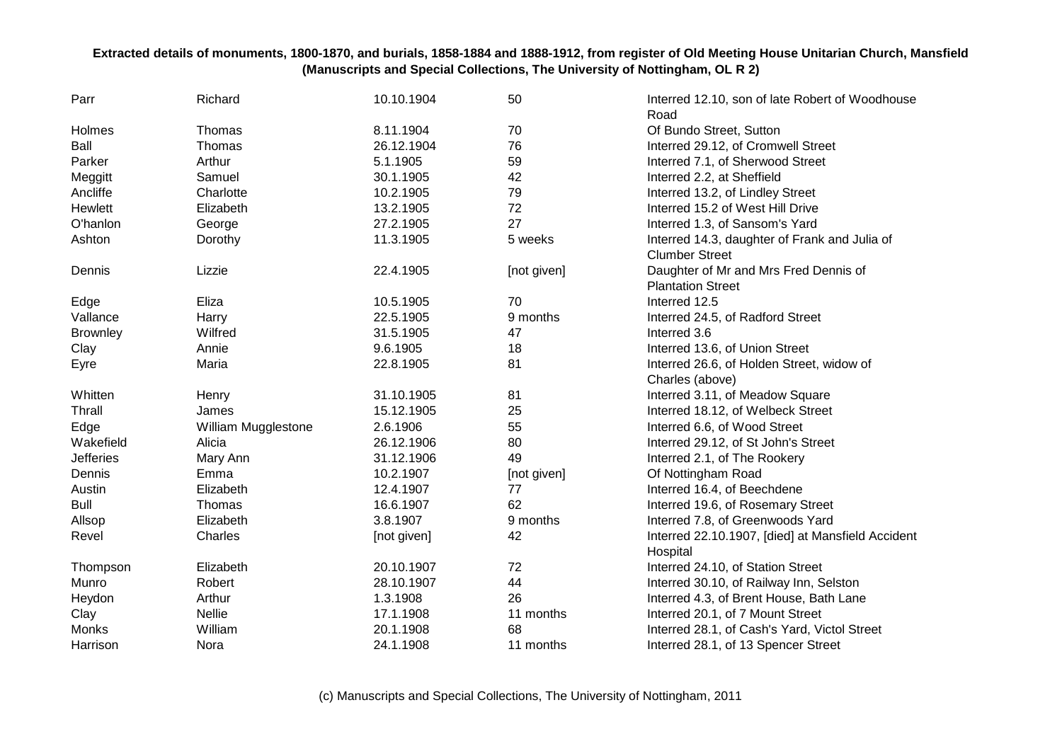**Extracted details of monuments, 1800-1870, and burials, 1858-1884 and 1888-1912, from register of Old Meeting House Unitarian Church, Mansfield (Manuscripts and Special Collections, The University of Nottingham, OL R 2)**

| | | | | |
|---|---|---|---|---|
| Parr | Richard | 10.10.1904 | 50 | Interred 12.10, son of late Robert of Woodhouse Road |
| Holmes | Thomas | 8.11.1904 | 70 | Of Bundo Street, Sutton |
| Ball | Thomas | 26.12.1904 | 76 | Interred 29.12, of Cromwell Street |
| Parker | Arthur | 5.1.1905 | 59 | Interred 7.1, of Sherwood Street |
| Meggitt | Samuel | 30.1.1905 | 42 | Interred 2.2, at Sheffield |
| Ancliffe | Charlotte | 10.2.1905 | 79 | Interred 13.2, of Lindley Street |
| Hewlett | Elizabeth | 13.2.1905 | 72 | Interred 15.2 of West Hill Drive |
| O'hanlon | George | 27.2.1905 | 27 | Interred 1.3, of Sansom's Yard |
| Ashton | Dorothy | 11.3.1905 | 5 weeks | Interred 14.3, daughter of Frank and Julia of Clumber Street |
| Dennis | Lizzie | 22.4.1905 | [not given] | Daughter of Mr and Mrs Fred Dennis of Plantation Street |
| Edge | Eliza | 10.5.1905 | 70 | Interred 12.5 |
| Vallance | Harry | 22.5.1905 | 9 months | Interred 24.5, of Radford Street |
| Brownley | Wilfred | 31.5.1905 | 47 | Interred 3.6 |
| Clay | Annie | 9.6.1905 | 18 | Interred 13.6, of Union Street |
| Eyre | Maria | 22.8.1905 | 81 | Interred 26.6, of Holden Street, widow of Charles (above) |
| Whitten | Henry | 31.10.1905 | 81 | Interred 3.11, of Meadow Square |
| Thrall | James | 15.12.1905 | 25 | Interred 18.12, of Welbeck Street |
| Edge | William Mugglestone | 2.6.1906 | 55 | Interred 6.6, of Wood Street |
| Wakefield | Alicia | 26.12.1906 | 80 | Interred 29.12, of St John's Street |
| Jefferies | Mary Ann | 31.12.1906 | 49 | Interred 2.1, of The Rookery |
| Dennis | Emma | 10.2.1907 | [not given] | Of Nottingham Road |
| Austin | Elizabeth | 12.4.1907 | 77 | Interred 16.4, of Beechdene |
| Bull | Thomas | 16.6.1907 | 62 | Interred 19.6, of Rosemary Street |
| Allsop | Elizabeth | 3.8.1907 | 9 months | Interred 7.8, of Greenwoods Yard |
| Revel | Charles | [not given] | 42 | Interred 22.10.1907, [died] at Mansfield Accident Hospital |
| Thompson | Elizabeth | 20.10.1907 | 72 | Interred 24.10, of Station Street |
| Munro | Robert | 28.10.1907 | 44 | Interred 30.10, of Railway Inn, Selston |
| Heydon | Arthur | 1.3.1908 | 26 | Interred 4.3, of Brent House, Bath Lane |
| Clay | Nellie | 17.1.1908 | 11 months | Interred 20.1, of 7 Mount Street |
| Monks | William | 20.1.1908 | 68 | Interred 28.1, of Cash's Yard, Victol Street |
| Harrison | Nora | 24.1.1908 | 11 months | Interred 28.1, of 13 Spencer Street |

(c) Manuscripts and Special Collections, The University of Nottingham, 2011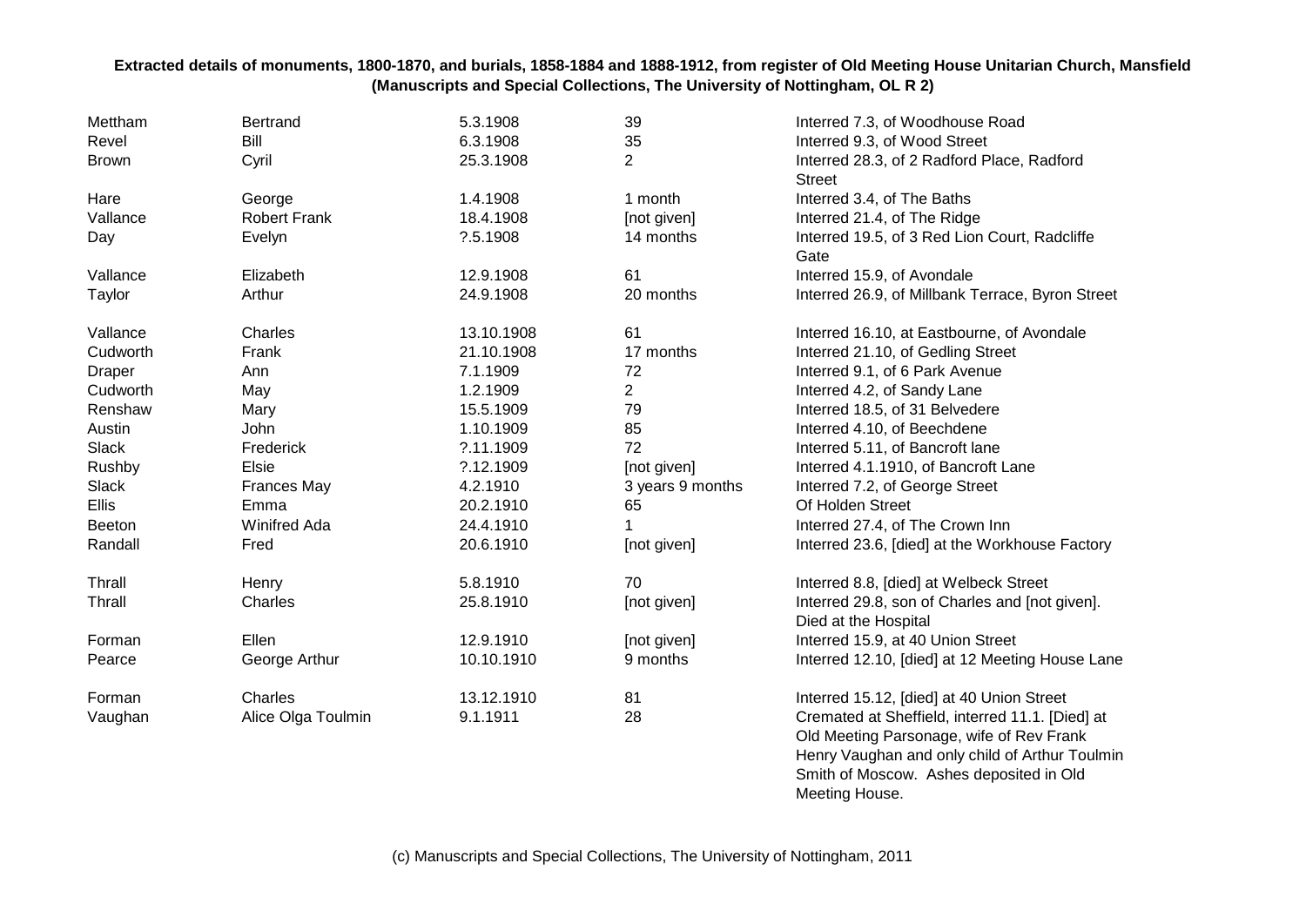**Extracted details of monuments, 1800-1870, and burials, 1858-1884 and 1888-1912, from register of Old Meeting House Unitarian Church, Mansfield (Manuscripts and Special Collections, The University of Nottingham, OL R 2)**

| | | | | |
|---|---|---|---|---|
| Mettham | Bertrand | 5.3.1908 | 39 | Interred 7.3, of Woodhouse Road |
| Revel | Bill | 6.3.1908 | 35 | Interred 9.3, of Wood Street |
| Brown | Cyril | 25.3.1908 | 2 | Interred 28.3, of 2 Radford Place, Radford Street |
| Hare | George | 1.4.1908 | 1 month | Interred 3.4, of The Baths |
| Vallance | Robert Frank | 18.4.1908 | [not given] | Interred 21.4, of The Ridge |
| Day | Evelyn | ?.5.1908 | 14 months | Interred 19.5, of 3 Red Lion Court, Radcliffe Gate |
| Vallance | Elizabeth | 12.9.1908 | 61 | Interred 15.9, of Avondale |
| Taylor | Arthur | 24.9.1908 | 20 months | Interred 26.9, of Millbank Terrace, Byron Street |
| Vallance | Charles | 13.10.1908 | 61 | Interred 16.10, at Eastbourne, of Avondale |
| Cudworth | Frank | 21.10.1908 | 17 months | Interred 21.10, of Gedling Street |
| Draper | Ann | 7.1.1909 | 72 | Interred 9.1, of 6 Park Avenue |
| Cudworth | May | 1.2.1909 | 2 | Interred 4.2, of Sandy Lane |
| Renshaw | Mary | 15.5.1909 | 79 | Interred 18.5, of 31 Belvedere |
| Austin | John | 1.10.1909 | 85 | Interred 4.10, of Beechdene |
| Slack | Frederick | ?.11.1909 | 72 | Interred 5.11, of Bancroft lane |
| Rushby | Elsie | ?.12.1909 | [not given] | Interred 4.1.1910, of Bancroft Lane |
| Slack | Frances May | 4.2.1910 | 3 years 9 months | Interred 7.2, of George Street |
| Ellis | Emma | 20.2.1910 | 65 | Of Holden Street |
| Beeton | Winifred Ada | 24.4.1910 | 1 | Interred 27.4, of The Crown Inn |
| Randall | Fred | 20.6.1910 | [not given] | Interred 23.6, [died] at the Workhouse Factory |
| Thrall | Henry | 5.8.1910 | 70 | Interred 8.8, [died] at Welbeck Street |
| Thrall | Charles | 25.8.1910 | [not given] | Interred 29.8, son of Charles and [not given]. Died at the Hospital |
| Forman | Ellen | 12.9.1910 | [not given] | Interred 15.9, at 40 Union Street |
| Pearce | George Arthur | 10.10.1910 | 9 months | Interred 12.10, [died] at 12 Meeting House Lane |
| Forman | Charles | 13.12.1910 | 81 | Interred 15.12, [died] at 40 Union Street |
| Vaughan | Alice Olga Toulmin | 9.1.1911 | 28 | Cremated at Sheffield, interred 11.1. [Died] at Old Meeting Parsonage, wife of Rev Frank Henry Vaughan and only child of Arthur Toulmin Smith of Moscow. Ashes deposited in Old Meeting House. |

(c) Manuscripts and Special Collections, The University of Nottingham, 2011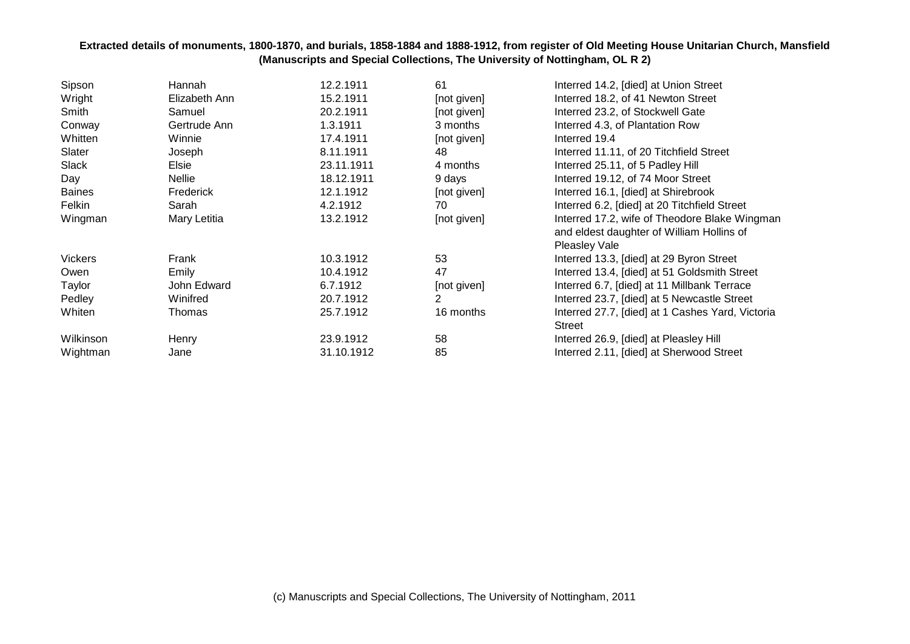**Extracted details of monuments, 1800-1870, and burials, 1858-1884 and 1888-1912, from register of Old Meeting House Unitarian Church, Mansfield (Manuscripts and Special Collections, The University of Nottingham, OL R 2)**

| | | | | |
|---|---|---|---|---|
| Sipson | Hannah | 12.2.1911 | 61 | Interred 14.2, [died] at Union Street |
| Wright | Elizabeth Ann | 15.2.1911 | [not given] | Interred 18.2, of 41 Newton Street |
| Smith | Samuel | 20.2.1911 | [not given] | Interred 23.2, of Stockwell Gate |
| Conway | Gertrude Ann | 1.3.1911 | 3 months | Interred 4.3, of Plantation Row |
| Whitten | Winnie | 17.4.1911 | [not given] | Interred 19.4 |
| Slater | Joseph | 8.11.1911 | 48 | Interred 11.11, of 20 Titchfield Street |
| Slack | Elsie | 23.11.1911 | 4 months | Interred 25.11, of 5 Padley Hill |
| Day | Nellie | 18.12.1911 | 9 days | Interred 19.12, of 74 Moor Street |
| Baines | Frederick | 12.1.1912 | [not given] | Interred 16.1, [died] at Shirebrook |
| Felkin | Sarah | 4.2.1912 | 70 | Interred 6.2, [died] at 20 Titchfield Street |
| Wingman | Mary Letitia | 13.2.1912 | [not given] | Interred 17.2, wife of Theodore Blake Wingman and eldest daughter of William Hollins of Pleasley Vale |
| Vickers | Frank | 10.3.1912 | 53 | Interred 13.3, [died] at 29 Byron Street |
| Owen | Emily | 10.4.1912 | 47 | Interred 13.4, [died] at 51 Goldsmith Street |
| Taylor | John Edward | 6.7.1912 | [not given] | Interred 6.7, [died] at 11 Millbank Terrace |
| Pedley | Winifred | 20.7.1912 | 2 | Interred 23.7, [died] at 5 Newcastle Street |
| Whiten | Thomas | 25.7.1912 | 16 months | Interred 27.7, [died] at 1 Cashes Yard, Victoria Street |
| Wilkinson | Henry | 23.9.1912 | 58 | Interred 26.9, [died] at Pleasley Hill |
| Wightman | Jane | 31.10.1912 | 85 | Interred 2.11, [died] at Sherwood Street |

(c) Manuscripts and Special Collections, The University of Nottingham, 2011